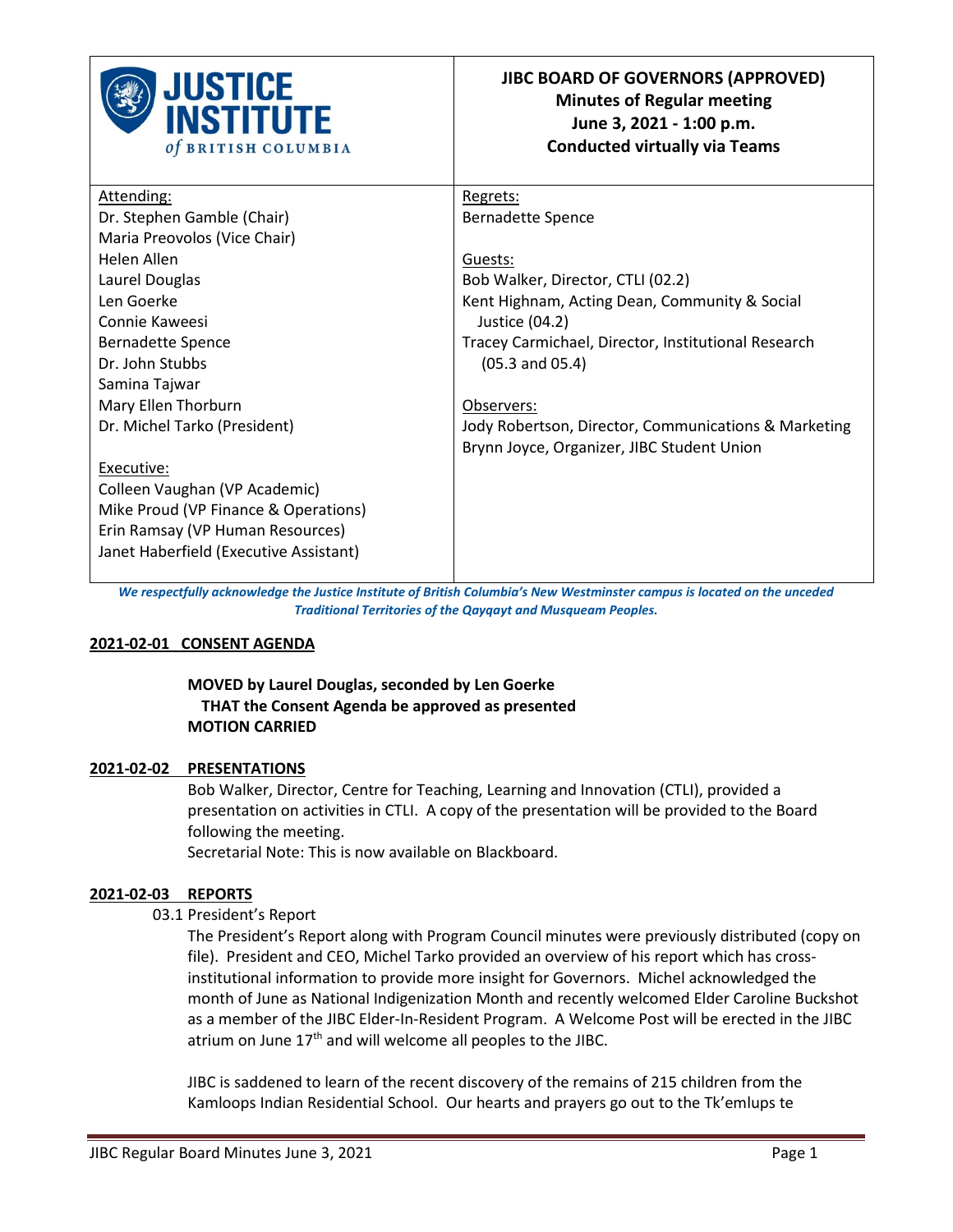# JIBC BOARD OF GOVERNORS (APPROVED)

**Minutes of Regular meeting**
**June 3, 2021 - 1:00 p.m.**
**Conducted virtually via Teams**

| Attending: | Regrets: |
|---|---|
| Dr. Stephen Gamble (Chair) | Bernadette Spence |
| Maria Preovolos (Vice Chair) | |
| Helen Allen | Guests: |
| Laurel Douglas | Bob Walker, Director, CTLI (02.2) |
| Len Goerke | Kent Highnam, Acting Dean, Community & Social Justice (04.2) |
| Connie Kaweesi | |
| Bernadette Spence | Tracey Carmichael, Director, Institutional Research (05.3 and 05.4) |
| Dr. John Stubbs | |
| Samina Tajwar | |
| Mary Ellen Thorburn | Observers: |
| Dr. Michel Tarko (President) | Jody Robertson, Director, Communications & Marketing |
| | Brynn Joyce, Organizer, JIBC Student Union |
| Executive: | |
| Colleen Vaughan (VP Academic) | |
| Mike Proud (VP Finance & Operations) | |
| Erin Ramsay (VP Human Resources) | |
| Janet Haberfield (Executive Assistant) | |

***We respectfully acknowledge the Justice Institute of British Columbia's New Westminster campus is located on the unceded Traditional Territories of the Qayqayt and Musqueam Peoples.***

## 2021-02-01 CONSENT AGENDA

**MOVED by Laurel Douglas, seconded by Len Goerke**
**THAT the Consent Agenda be approved as presented**
**MOTION CARRIED**

## 2021-02-02 PRESENTATIONS

Bob Walker, Director, Centre for Teaching, Learning and Innovation (CTLI), provided a presentation on activities in CTLI. A copy of the presentation will be provided to the Board following the meeting.
Secretarial Note: This is now available on Blackboard.

## 2021-02-03 REPORTS

03.1 President's Report

The President's Report along with Program Council minutes were previously distributed (copy on file). President and CEO, Michel Tarko provided an overview of his report which has cross-institutional information to provide more insight for Governors. Michel acknowledged the month of June as National Indigenization Month and recently welcomed Elder Caroline Buckshot as a member of the JIBC Elder-In-Resident Program. A Welcome Post will be erected in the JIBC atrium on June 17th and will welcome all peoples to the JIBC.

JIBC is saddened to learn of the recent discovery of the remains of 215 children from the Kamloops Indian Residential School. Our hearts and prayers go out to the Tk'emlups te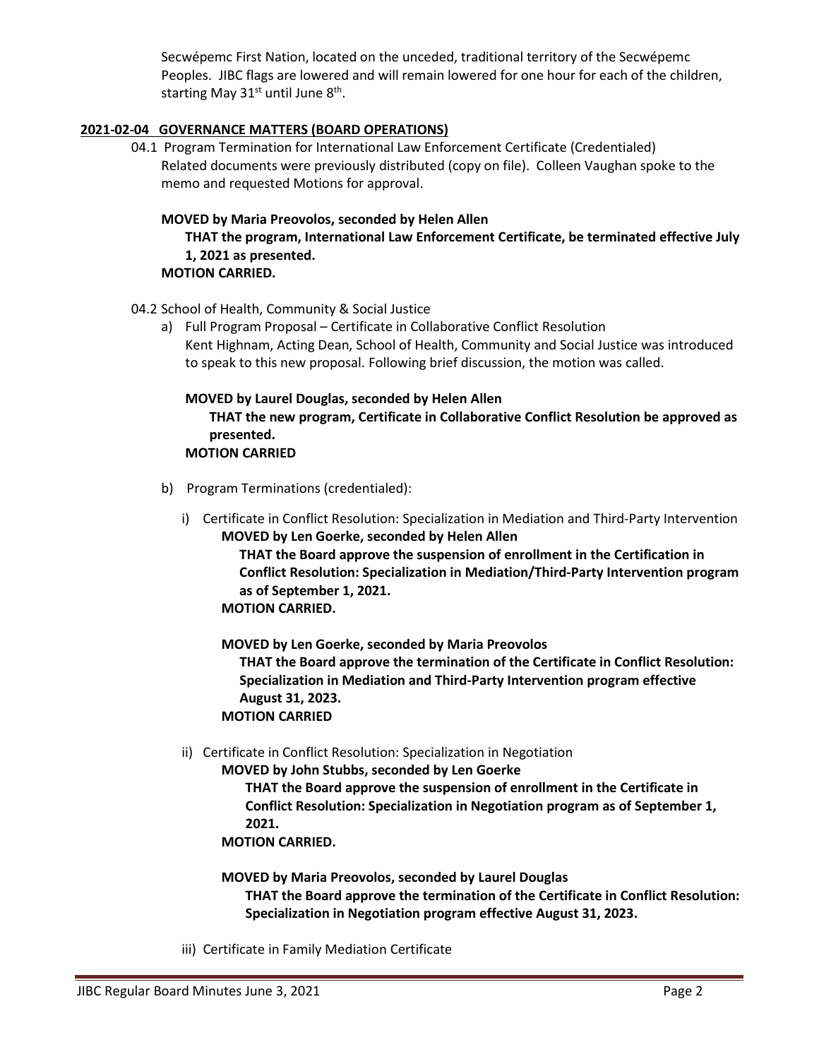Secwépemc First Nation, located on the unceded, traditional territory of the Secwépemc Peoples. JIBC flags are lowered and will remain lowered for one hour for each of the children, starting May 31st until June 8th.

## 2021-02-04 GOVERNANCE MATTERS (BOARD OPERATIONS)

04.1 Program Termination for International Law Enforcement Certificate (Credentialed)
Related documents were previously distributed (copy on file). Colleen Vaughan spoke to the memo and requested Motions for approval.

**MOVED by Maria Preovolos, seconded by Helen Allen**
**THAT the program, International Law Enforcement Certificate, be terminated effective July 1, 2021 as presented.**
**MOTION CARRIED.**

04.2 School of Health, Community & Social Justice

a) Full Program Proposal – Certificate in Collaborative Conflict Resolution
Kent Highnam, Acting Dean, School of Health, Community and Social Justice was introduced to speak to this new proposal. Following brief discussion, the motion was called.

**MOVED by Laurel Douglas, seconded by Helen Allen**
**THAT the new program, Certificate in Collaborative Conflict Resolution be approved as presented.**
**MOTION CARRIED**

b) Program Terminations (credentialed):

i) Certificate in Conflict Resolution: Specialization in Mediation and Third-Party Intervention
**MOVED by Len Goerke, seconded by Helen Allen**
**THAT the Board approve the suspension of enrollment in the Certification in Conflict Resolution: Specialization in Mediation/Third-Party Intervention program as of September 1, 2021.**
**MOTION CARRIED.**

**MOVED by Len Goerke, seconded by Maria Preovolos**
**THAT the Board approve the termination of the Certificate in Conflict Resolution: Specialization in Mediation and Third-Party Intervention program effective August 31, 2023.**
**MOTION CARRIED**

ii) Certificate in Conflict Resolution: Specialization in Negotiation
**MOVED by John Stubbs, seconded by Len Goerke**
**THAT the Board approve the suspension of enrollment in the Certificate in Conflict Resolution: Specialization in Negotiation program as of September 1, 2021.**
**MOTION CARRIED.**

**MOVED by Maria Preovolos, seconded by Laurel Douglas**
**THAT the Board approve the termination of the Certificate in Conflict Resolution: Specialization in Negotiation program effective August 31, 2023.**

iii) Certificate in Family Mediation Certificate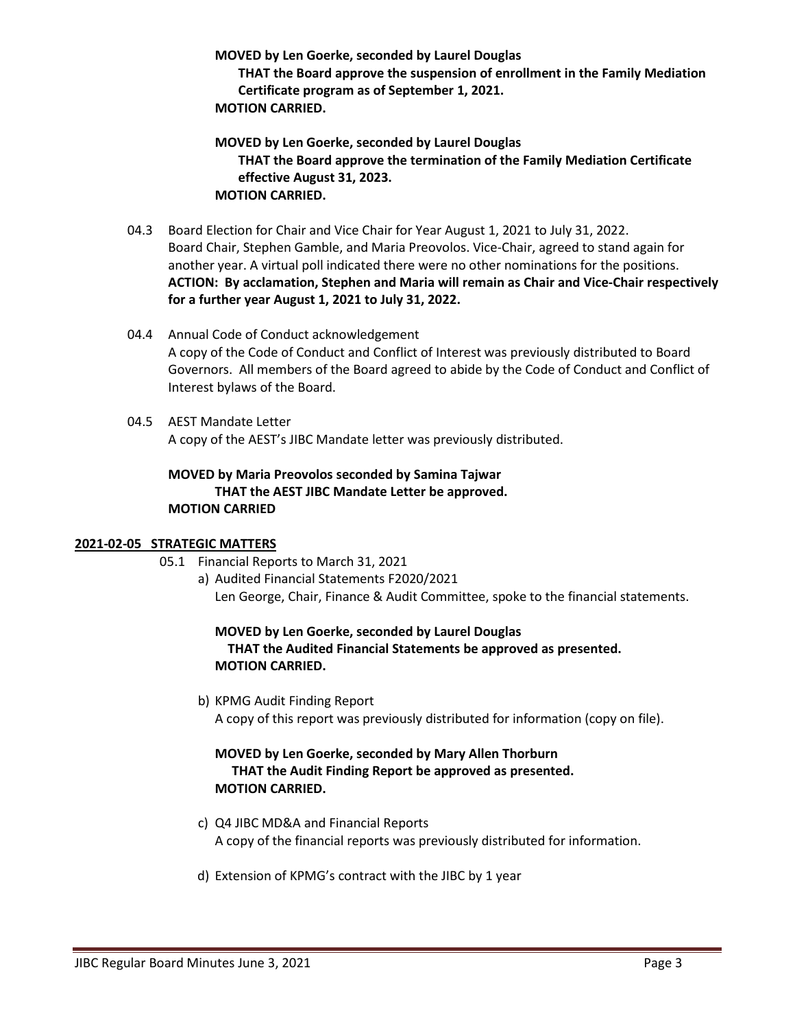**MOVED by Len Goerke, seconded by Laurel Douglas**
**THAT the Board approve the suspension of enrollment in the Family Mediation Certificate program as of September 1, 2021.**
**MOTION CARRIED.**

**MOVED by Len Goerke, seconded by Laurel Douglas**
**THAT the Board approve the termination of the Family Mediation Certificate effective August 31, 2023.**
**MOTION CARRIED.**

04.3 Board Election for Chair and Vice Chair for Year August 1, 2021 to July 31, 2022.
Board Chair, Stephen Gamble, and Maria Preovolos. Vice-Chair, agreed to stand again for another year. A virtual poll indicated there were no other nominations for the positions.
**ACTION: By acclamation, Stephen and Maria will remain as Chair and Vice-Chair respectively for a further year August 1, 2021 to July 31, 2022.**

04.4 Annual Code of Conduct acknowledgement
A copy of the Code of Conduct and Conflict of Interest was previously distributed to Board Governors. All members of the Board agreed to abide by the Code of Conduct and Conflict of Interest bylaws of the Board.

04.5 AEST Mandate Letter
A copy of the AEST's JIBC Mandate letter was previously distributed.

**MOVED by Maria Preovolos seconded by Samina Tajwar**
**THAT the AEST JIBC Mandate Letter be approved.**
**MOTION CARRIED**

## 2021-02-05 STRATEGIC MATTERS

05.1 Financial Reports to March 31, 2021

a) Audited Financial Statements F2020/2021
Len George, Chair, Finance & Audit Committee, spoke to the financial statements.

**MOVED by Len Goerke, seconded by Laurel Douglas**
**THAT the Audited Financial Statements be approved as presented.**
**MOTION CARRIED.**

b) KPMG Audit Finding Report
A copy of this report was previously distributed for information (copy on file).

**MOVED by Len Goerke, seconded by Mary Allen Thorburn**
**THAT the Audit Finding Report be approved as presented.**
**MOTION CARRIED.**

c) Q4 JIBC MD&A and Financial Reports
A copy of the financial reports was previously distributed for information.

d) Extension of KPMG's contract with the JIBC by 1 year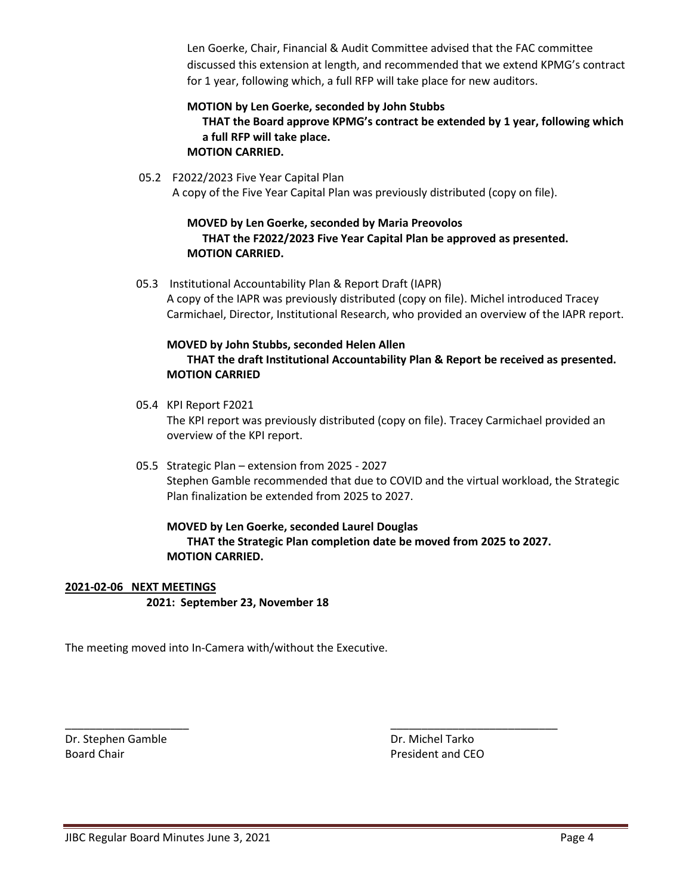Len Goerke, Chair, Financial & Audit Committee advised that the FAC committee discussed this extension at length, and recommended that we extend KPMG's contract for 1 year, following which, a full RFP will take place for new auditors.

**MOTION by Len Goerke, seconded by John Stubbs**
**THAT the Board approve KPMG's contract be extended by 1 year, following which a full RFP will take place.**
**MOTION CARRIED.**

05.2 F2022/2023 Five Year Capital Plan
A copy of the Five Year Capital Plan was previously distributed (copy on file).

**MOVED by Len Goerke, seconded by Maria Preovolos**
**THAT the F2022/2023 Five Year Capital Plan be approved as presented.**
**MOTION CARRIED.**

05.3 Institutional Accountability Plan & Report Draft (IAPR)
A copy of the IAPR was previously distributed (copy on file). Michel introduced Tracey Carmichael, Director, Institutional Research, who provided an overview of the IAPR report.

**MOVED by John Stubbs, seconded Helen Allen**
**THAT the draft Institutional Accountability Plan & Report be received as presented.**
**MOTION CARRIED**

05.4 KPI Report F2021
The KPI report was previously distributed (copy on file). Tracey Carmichael provided an overview of the KPI report.

05.5 Strategic Plan – extension from 2025 - 2027
Stephen Gamble recommended that due to COVID and the virtual workload, the Strategic Plan finalization be extended from 2025 to 2027.

**MOVED by Len Goerke, seconded Laurel Douglas**
**THAT the Strategic Plan completion date be moved from 2025 to 2027.**
**MOTION CARRIED.**

**2021-02-06 NEXT MEETINGS**

**2021: September 23, November 18**

The meeting moved into In-Camera with/without the Executive.

____________________

Dr. Stephen Gamble
Board Chair

____________________

Dr. Michel Tarko
President and CEO